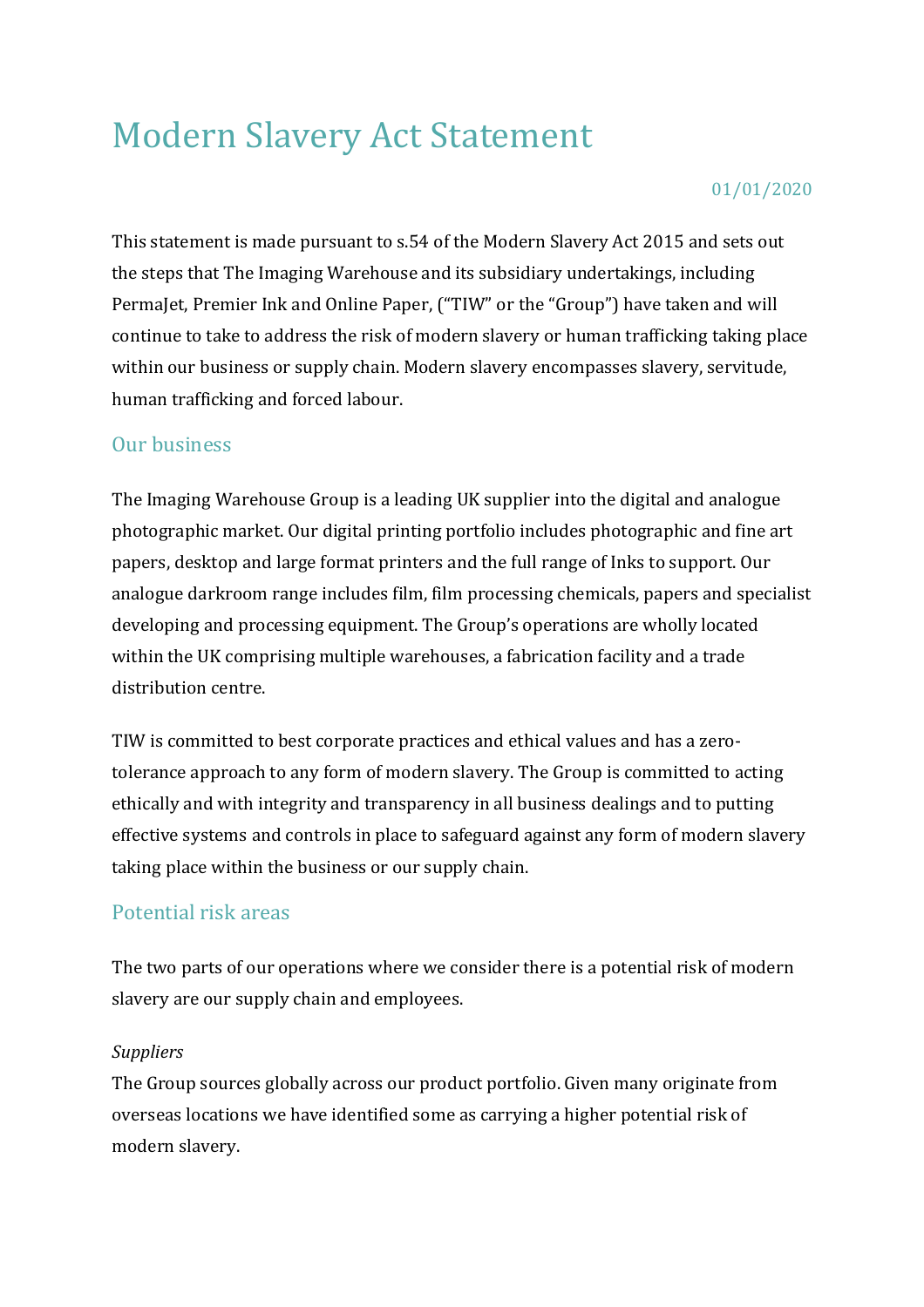# Modern Slavery Act Statement

01/01/2020

This statement is made pursuant to s.54 of the Modern Slavery Act 2015 and sets out the steps that The Imaging Warehouse and its subsidiary undertakings, including PermaJet, Premier Ink and Online Paper, ("TIW" or the "Group") have taken and will continue to take to address the risk of modern slavery or human trafficking taking place within our business or supply chain. Modern slavery encompasses slavery, servitude, human trafficking and forced labour.

## Our business

The Imaging Warehouse Group is a leading UK supplier into the digital and analogue photographic market. Our digital printing portfolio includes photographic and fine art papers, desktop and large format printers and the full range of Inks to support. Our analogue darkroom range includes film, film processing chemicals, papers and specialist developing and processing equipment. The Group's operations are wholly located within the UK comprising multiple warehouses, a fabrication facility and a trade distribution centre.

TIW is committed to best corporate practices and ethical values and has a zero-tolerance approach to any form of modern slavery. The Group is committed to acting ethically and with integrity and transparency in all business dealings and to putting effective systems and controls in place to safeguard against any form of modern slavery taking place within the business or our supply chain.

## Potential risk areas

The two parts of our operations where we consider there is a potential risk of modern slavery are our supply chain and employees.

*Suppliers*

The Group sources globally across our product portfolio. Given many originate from overseas locations we have identified some as carrying a higher potential risk of modern slavery.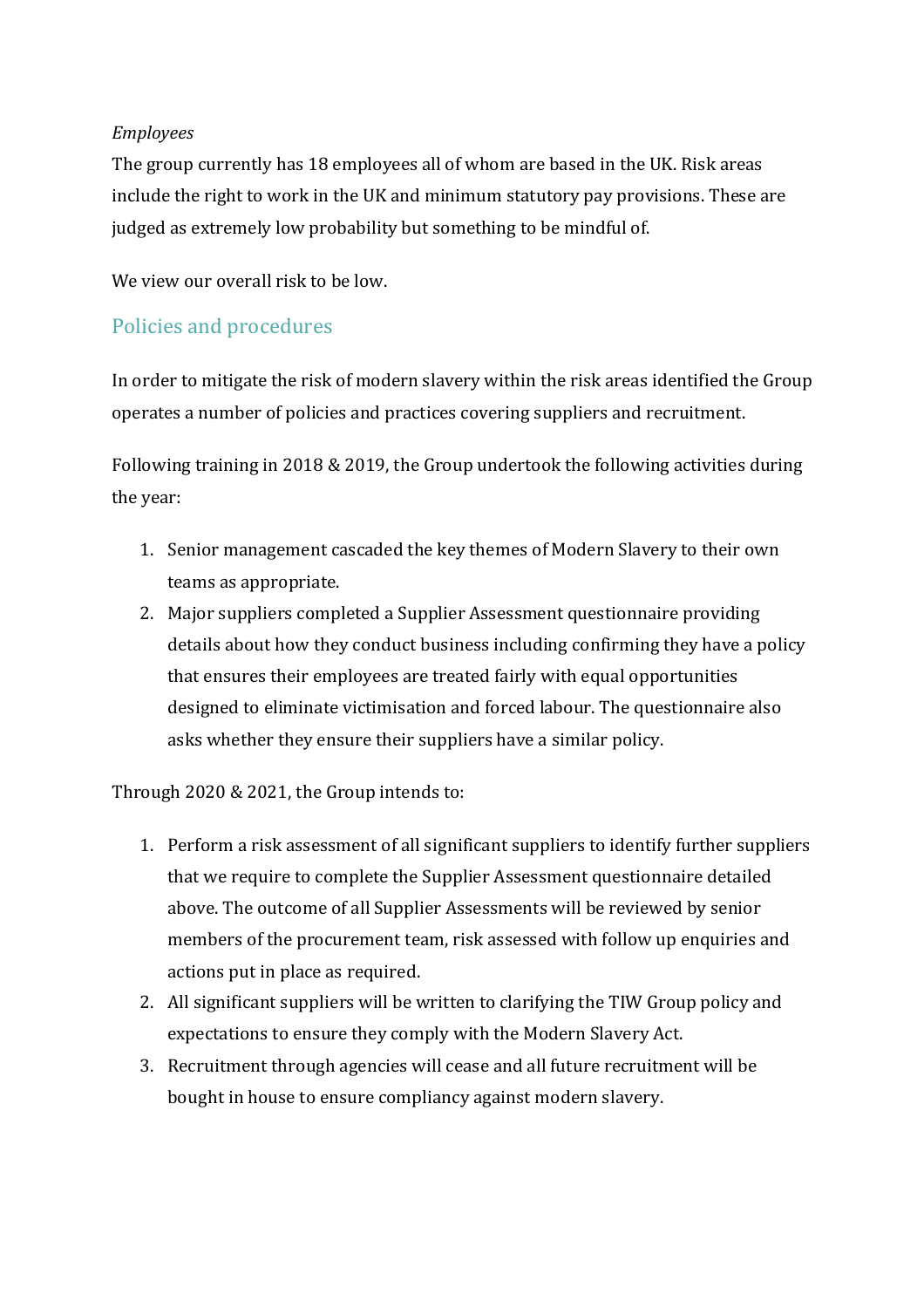*Employees*

The group currently has 18 employees all of whom are based in the UK. Risk areas include the right to work in the UK and minimum statutory pay provisions. These are judged as extremely low probability but something to be mindful of.

We view our overall risk to be low.

## Policies and procedures

In order to mitigate the risk of modern slavery within the risk areas identified the Group operates a number of policies and practices covering suppliers and recruitment.

Following training in 2018 & 2019, the Group undertook the following activities during the year:

1. Senior management cascaded the key themes of Modern Slavery to their own teams as appropriate.
2. Major suppliers completed a Supplier Assessment questionnaire providing details about how they conduct business including confirming they have a policy that ensures their employees are treated fairly with equal opportunities designed to eliminate victimisation and forced labour. The questionnaire also asks whether they ensure their suppliers have a similar policy.

Through 2020 & 2021, the Group intends to:

1. Perform a risk assessment of all significant suppliers to identify further suppliers that we require to complete the Supplier Assessment questionnaire detailed above. The outcome of all Supplier Assessments will be reviewed by senior members of the procurement team, risk assessed with follow up enquiries and actions put in place as required.
2. All significant suppliers will be written to clarifying the TIW Group policy and expectations to ensure they comply with the Modern Slavery Act.
3. Recruitment through agencies will cease and all future recruitment will be bought in house to ensure compliancy against modern slavery.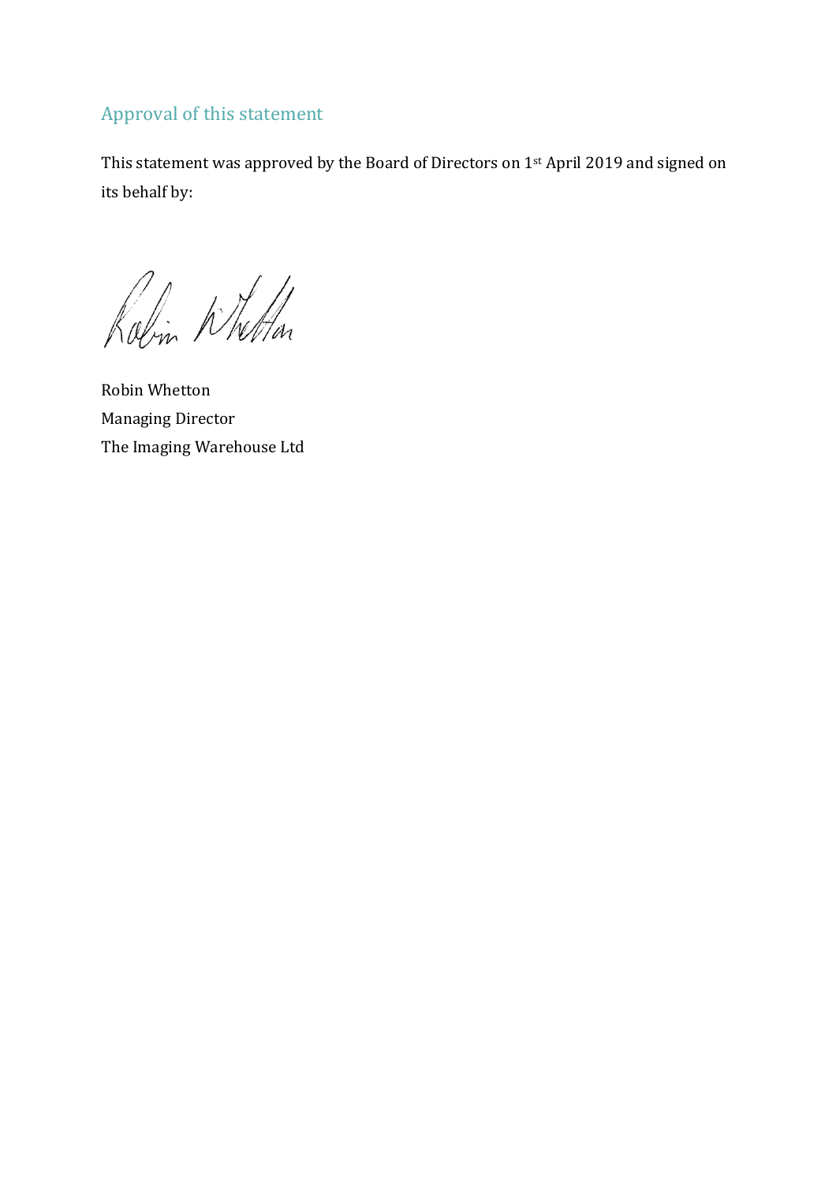## Approval of this statement

This statement was approved by the Board of Directors on 1st April 2019 and signed on its behalf by:

Robin Whetton
Managing Director
The Imaging Warehouse Ltd